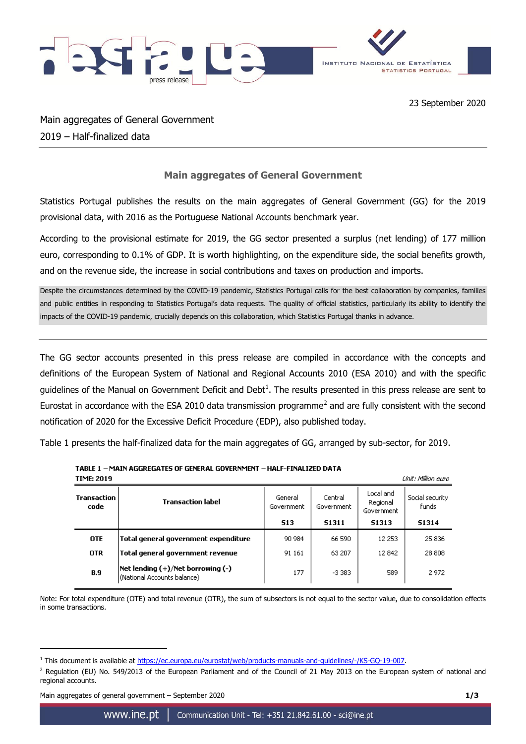23 September 2020

# Main aggregates of General Government
## 2019 – Half-finalized data

### Main aggregates of General Government

Statistics Portugal publishes the results on the main aggregates of General Government (GG) for the 2019 provisional data, with 2016 as the Portuguese National Accounts benchmark year.

According to the provisional estimate for 2019, the GG sector presented a surplus (net lending) of 177 million euro, corresponding to 0.1% of GDP. It is worth highlighting, on the expenditure side, the social benefits growth, and on the revenue side, the increase in social contributions and taxes on production and imports.

Despite the circumstances determined by the COVID-19 pandemic, Statistics Portugal calls for the best collaboration by companies, families and public entities in responding to Statistics Portugal's data requests. The quality of official statistics, particularly its ability to identify the impacts of the COVID-19 pandemic, crucially depends on this collaboration, which Statistics Portugal thanks in advance.

---

The GG sector accounts presented in this press release are compiled in accordance with the concepts and definitions of the European System of National and Regional Accounts 2010 (ESA 2010) and with the specific guidelines of the Manual on Government Deficit and Debt[1]. The results presented in this press release are sent to Eurostat in accordance with the ESA 2010 data transmission programme[2] and are fully consistent with the second notification of 2020 for the Excessive Deficit Procedure (EDP), also published today.

Table 1 presents the half-finalized data for the main aggregates of GG, arranged by sub-sector, for 2019.

**TABLE 1 – MAIN AGGREGATES OF GENERAL GOVERNMENT – HALF-FINALIZED DATA**
**TIME: 2019**

*Unit: Million euro*

| Transaction code | Transaction label | General Government S13 | Central Government S1311 | Local and Regional Government S1313 | Social security funds S1314 |
|---|---|---|---|---|---|
| OTE | Total general government expenditure | 90 984 | 66 590 | 12 253 | 25 836 |
| OTR | Total general government revenue | 91 161 | 63 207 | 12 842 | 28 808 |
| B.9 | Net lending (+)/Net borrowing (-) (National Accounts balance) | 177 | -3 383 | 589 | 2 972 |

Note: For total expenditure (OTE) and total revenue (OTR), the sum of subsectors is not equal to the sector value, due to consolidation effects in some transactions.

---

[1] This document is available at https://ec.europa.eu/eurostat/web/products-manuals-and-guidelines/-/KS-GQ-19-007.

[2] Regulation (EU) No. 549/2013 of the European Parliament and of the Council of 21 May 2013 on the European system of national and regional accounts.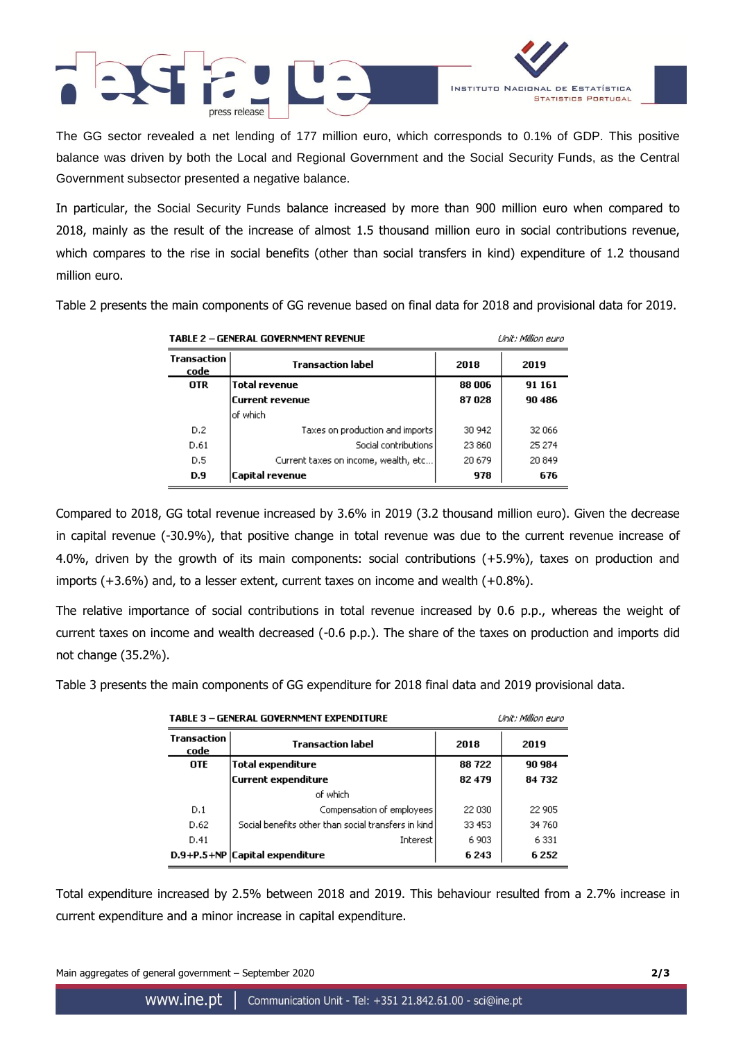The GG sector revealed a net lending of 177 million euro, which corresponds to 0.1% of GDP. This positive balance was driven by both the Local and Regional Government and the Social Security Funds, as the Central Government subsector presented a negative balance.

In particular, the Social Security Funds balance increased by more than 900 million euro when compared to 2018, mainly as the result of the increase of almost 1.5 thousand million euro in social contributions revenue, which compares to the rise in social benefits (other than social transfers in kind) expenditure of 1.2 thousand million euro.

Table 2 presents the main components of GG revenue based on final data for 2018 and provisional data for 2019.

**TABLE 2 – GENERAL GOVERNMENT REVENUE** *Unit: Million euro*

| Transaction code | Transaction label | 2018 | 2019 |
|---|---|---|---|
| **OTR** | **Total revenue** | **88 006** | **91 161** |
| | **Current revenue** | **87 028** | **90 486** |
| | of which | | |
| D.2 | Taxes on production and imports | 30 942 | 32 066 |
| D.61 | Social contributions | 23 860 | 25 274 |
| D.5 | Current taxes on income, wealth, etc... | 20 679 | 20 849 |
| **D.9** | **Capital revenue** | **978** | **676** |

Compared to 2018, GG total revenue increased by 3.6% in 2019 (3.2 thousand million euro). Given the decrease in capital revenue (-30.9%), that positive change in total revenue was due to the current revenue increase of 4.0%, driven by the growth of its main components: social contributions (+5.9%), taxes on production and imports (+3.6%) and, to a lesser extent, current taxes on income and wealth (+0.8%).

The relative importance of social contributions in total revenue increased by 0.6 p.p., whereas the weight of current taxes on income and wealth decreased (-0.6 p.p.). The share of the taxes on production and imports did not change (35.2%).

Table 3 presents the main components of GG expenditure for 2018 final data and 2019 provisional data.

**TABLE 3 – GENERAL GOVERNMENT EXPENDITURE** *Unit: Million euro*

| Transaction code | Transaction label | 2018 | 2019 |
|---|---|---|---|
| **OTE** | **Total expenditure** | **88 722** | **90 984** |
| | **Current expenditure** | **82 479** | **84 732** |
| | of which | | |
| D.1 | Compensation of employees | 22 030 | 22 905 |
| D.62 | Social benefits other than social transfers in kind | 33 453 | 34 760 |
| D.41 | Interest | 6 903 | 6 331 |
| **D.9+P.5+NP** | **Capital expenditure** | **6 243** | **6 252** |

Total expenditure increased by 2.5% between 2018 and 2019. This behaviour resulted from a 2.7% increase in current expenditure and a minor increase in capital expenditure.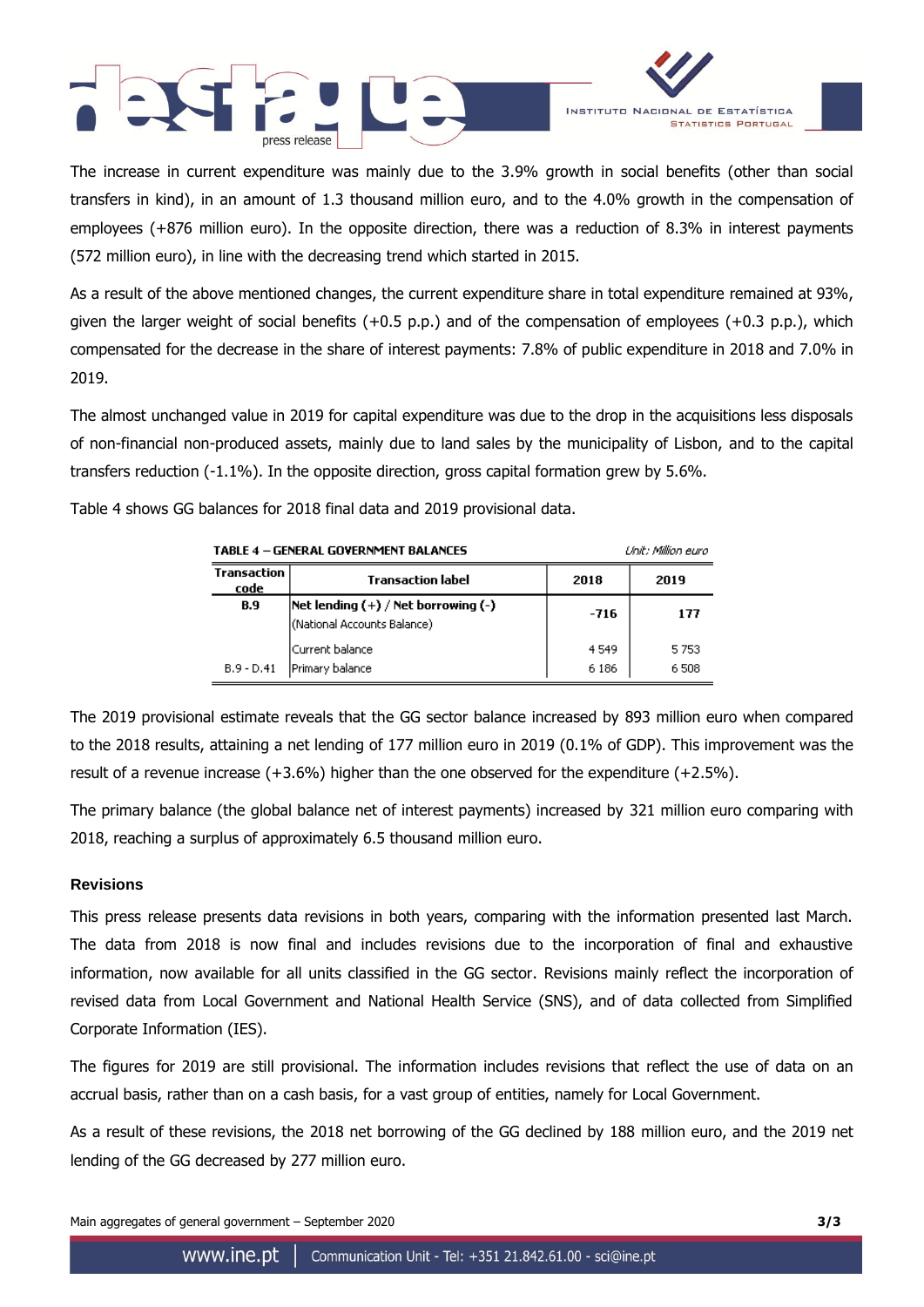The increase in current expenditure was mainly due to the 3.9% growth in social benefits (other than social transfers in kind), in an amount of 1.3 thousand million euro, and to the 4.0% growth in the compensation of employees (+876 million euro). In the opposite direction, there was a reduction of 8.3% in interest payments (572 million euro), in line with the decreasing trend which started in 2015.

As a result of the above mentioned changes, the current expenditure share in total expenditure remained at 93%, given the larger weight of social benefits (+0.5 p.p.) and of the compensation of employees (+0.3 p.p.), which compensated for the decrease in the share of interest payments: 7.8% of public expenditure in 2018 and 7.0% in 2019.

The almost unchanged value in 2019 for capital expenditure was due to the drop in the acquisitions less disposals of non-financial non-produced assets, mainly due to land sales by the municipality of Lisbon, and to the capital transfers reduction (-1.1%). In the opposite direction, gross capital formation grew by 5.6%.

Table 4 shows GG balances for 2018 final data and 2019 provisional data.

**TABLE 4 – GENERAL GOVERNMENT BALANCES** *Unit: Million euro*

| Transaction code | Transaction label | 2018 | 2019 |
|---|---|---|---|
| **B.9** | **Net lending (+) / Net borrowing (-)** (National Accounts Balance) | **-716** | **177** |
| | Current balance | 4 549 | 5 753 |
| B.9 - D.41 | Primary balance | 6 186 | 6 508 |

The 2019 provisional estimate reveals that the GG sector balance increased by 893 million euro when compared to the 2018 results, attaining a net lending of 177 million euro in 2019 (0.1% of GDP). This improvement was the result of a revenue increase (+3.6%) higher than the one observed for the expenditure (+2.5%).

The primary balance (the global balance net of interest payments) increased by 321 million euro comparing with 2018, reaching a surplus of approximately 6.5 thousand million euro.

### Revisions

This press release presents data revisions in both years, comparing with the information presented last March. The data from 2018 is now final and includes revisions due to the incorporation of final and exhaustive information, now available for all units classified in the GG sector. Revisions mainly reflect the incorporation of revised data from Local Government and National Health Service (SNS), and of data collected from Simplified Corporate Information (IES).

The figures for 2019 are still provisional. The information includes revisions that reflect the use of data on an accrual basis, rather than on a cash basis, for a vast group of entities, namely for Local Government.

As a result of these revisions, the 2018 net borrowing of the GG declined by 188 million euro, and the 2019 net lending of the GG decreased by 277 million euro.